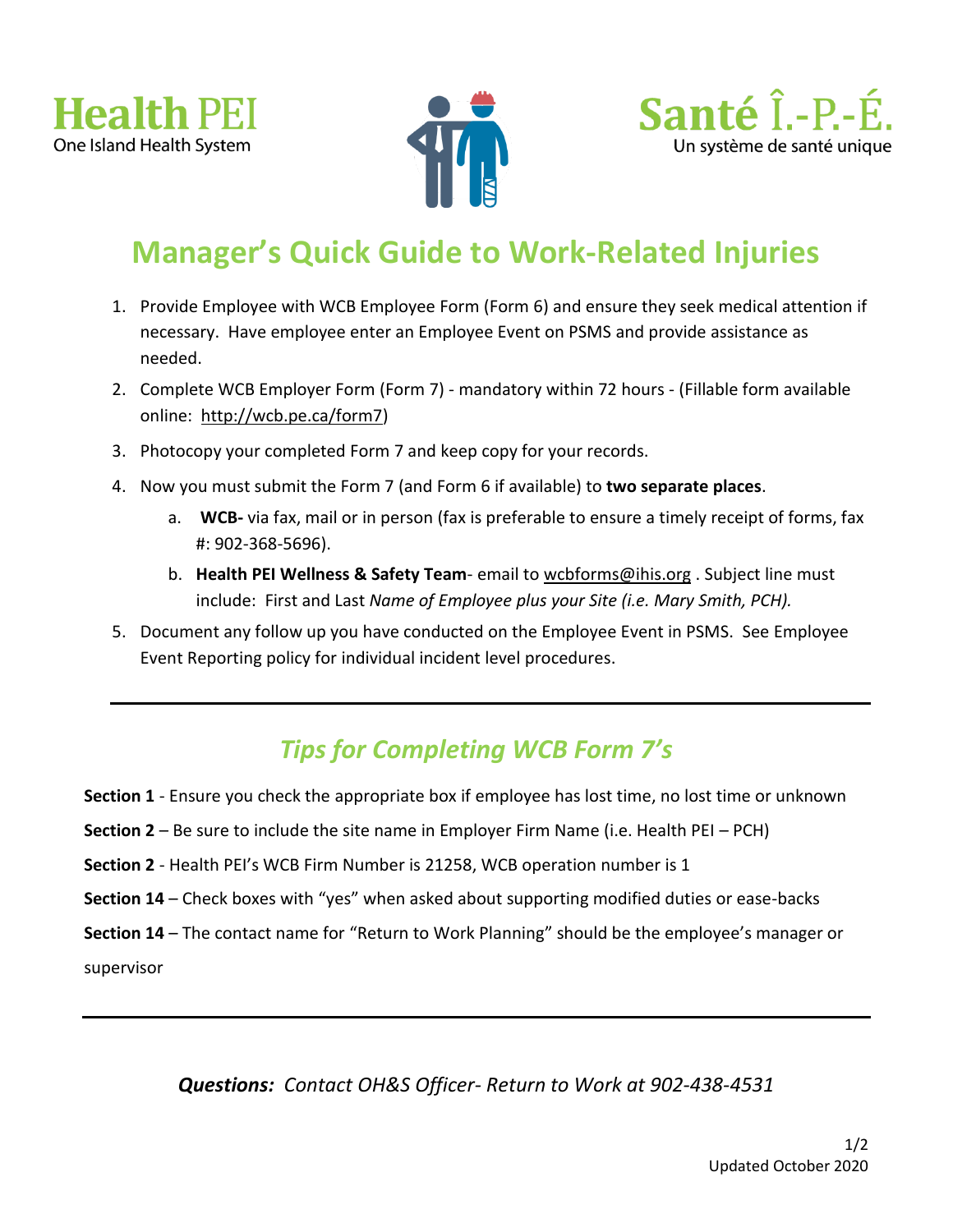Health PEI
One Island Health System

Santé Î.-P.-É.
Un système de santé unique

# Manager's Quick Guide to Work-Related Injuries

1. Provide Employee with WCB Employee Form (Form 6) and ensure they seek medical attention if necessary. Have employee enter an Employee Event on PSMS and provide assistance as needed.
2. Complete WCB Employer Form (Form 7) - mandatory within 72 hours - (Fillable form available online: http://wcb.pe.ca/form7)
3. Photocopy your completed Form 7 and keep copy for your records.
4. Now you must submit the Form 7 (and Form 6 if available) to **two separate places**.
   a. **WCB-** via fax, mail or in person (fax is preferable to ensure a timely receipt of forms, fax #: 902-368-5696).
   b. **Health PEI Wellness & Safety Team**- email to wcbforms@ihis.org . Subject line must include: First and Last *Name of Employee plus your Site (i.e. Mary Smith, PCH).*
5. Document any follow up you have conducted on the Employee Event in PSMS. See Employee Event Reporting policy for individual incident level procedures.

---

## *Tips for Completing WCB Form 7's*

**Section 1** - Ensure you check the appropriate box if employee has lost time, no lost time or unknown

**Section 2** – Be sure to include the site name in Employer Firm Name (i.e. Health PEI – PCH)

**Section 2** - Health PEI's WCB Firm Number is 21258, WCB operation number is 1

**Section 14** – Check boxes with "yes" when asked about supporting modified duties or ease-backs

**Section 14** – The contact name for "Return to Work Planning" should be the employee's manager or supervisor

---

***Questions:** Contact OH&S Officer- Return to Work at 902-438-4531*

Updated October 2020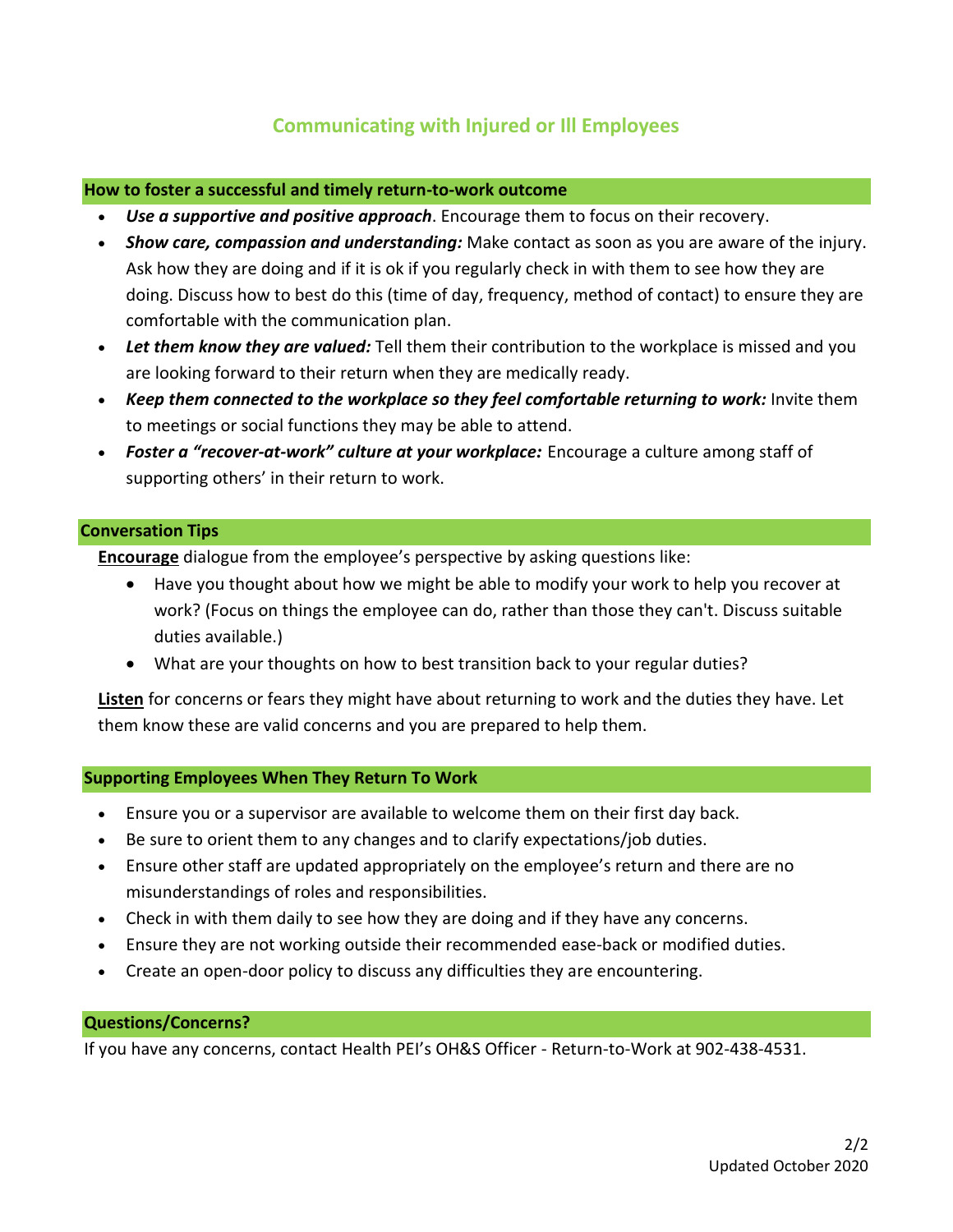# Communicating with Injured or Ill Employees

## How to foster a successful and timely return-to-work outcome

- ***Use a supportive and positive approach***. Encourage them to focus on their recovery.
- ***Show care, compassion and understanding:*** Make contact as soon as you are aware of the injury. Ask how they are doing and if it is ok if you regularly check in with them to see how they are doing. Discuss how to best do this (time of day, frequency, method of contact) to ensure they are comfortable with the communication plan.
- ***Let them know they are valued:*** Tell them their contribution to the workplace is missed and you are looking forward to their return when they are medically ready.
- ***Keep them connected to the workplace so they feel comfortable returning to work:*** Invite them to meetings or social functions they may be able to attend.
- ***Foster a "recover-at-work" culture at your workplace:*** Encourage a culture among staff of supporting others' in their return to work.

## Conversation Tips

**Encourage** dialogue from the employee's perspective by asking questions like:

- Have you thought about how we might be able to modify your work to help you recover at work? (Focus on things the employee can do, rather than those they can't. Discuss suitable duties available.)
- What are your thoughts on how to best transition back to your regular duties?

**Listen** for concerns or fears they might have about returning to work and the duties they have. Let them know these are valid concerns and you are prepared to help them.

## Supporting Employees When They Return To Work

- Ensure you or a supervisor are available to welcome them on their first day back.
- Be sure to orient them to any changes and to clarify expectations/job duties.
- Ensure other staff are updated appropriately on the employee's return and there are no misunderstandings of roles and responsibilities.
- Check in with them daily to see how they are doing and if they have any concerns.
- Ensure they are not working outside their recommended ease-back or modified duties.
- Create an open-door policy to discuss any difficulties they are encountering.

## Questions/Concerns?

If you have any concerns, contact Health PEI's OH&S Officer - Return-to-Work at 902-438-4531.

Updated October 2020